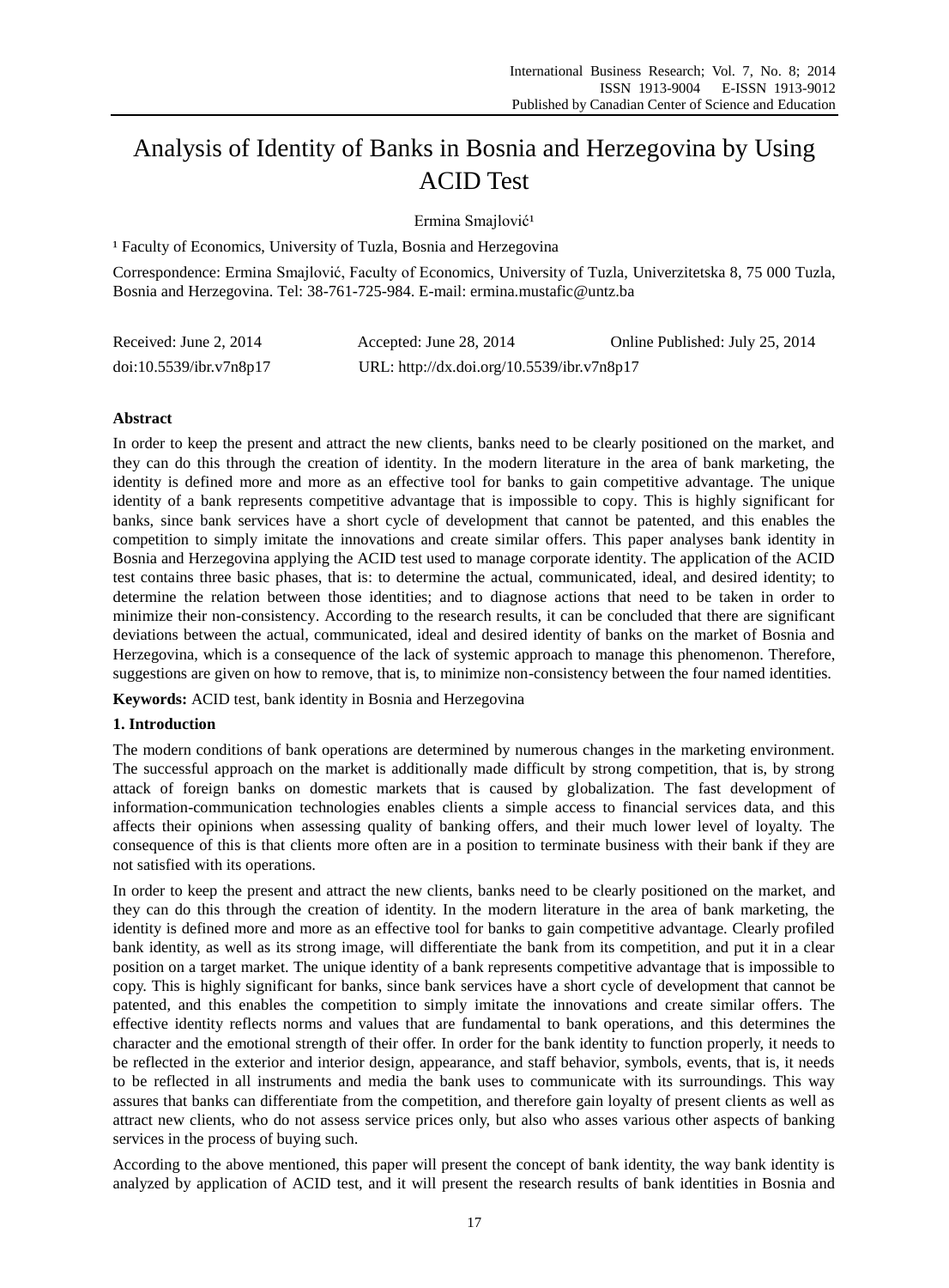# Analysis of Identity of Banks in Bosnia and Herzegovina by Using ACID Test

Ermina Smajlović[1]

[1] Faculty of Economics, University of Tuzla, Bosnia and Herzegovina

Correspondence: Ermina Smajlović, Faculty of Economics, University of Tuzla, Univerzitetska 8, 75 000 Tuzla, Bosnia and Herzegovina. Tel: 38-761-725-984. E-mail: ermina.mustafic@untz.ba

Received: June 2, 2014   Accepted: June 28, 2014   Online Published: July 25, 2014

doi:10.5539/ibr.v7n8p17   URL: http://dx.doi.org/10.5539/ibr.v7n8p17

## Abstract

In order to keep the present and attract the new clients, banks need to be clearly positioned on the market, and they can do this through the creation of identity. In the modern literature in the area of bank marketing, the identity is defined more and more as an effective tool for banks to gain competitive advantage. The unique identity of a bank represents competitive advantage that is impossible to copy. This is highly significant for banks, since bank services have a short cycle of development that cannot be patented, and this enables the competition to simply imitate the innovations and create similar offers. This paper analyses bank identity in Bosnia and Herzegovina applying the ACID test used to manage corporate identity. The application of the ACID test contains three basic phases, that is: to determine the actual, communicated, ideal, and desired identity; to determine the relation between those identities; and to diagnose actions that need to be taken in order to minimize their non-consistency. According to the research results, it can be concluded that there are significant deviations between the actual, communicated, ideal and desired identity of banks on the market of Bosnia and Herzegovina, which is a consequence of the lack of systemic approach to manage this phenomenon. Therefore, suggestions are given on how to remove, that is, to minimize non-consistency between the four named identities.

**Keywords:** ACID test, bank identity in Bosnia and Herzegovina

## 1. Introduction

The modern conditions of bank operations are determined by numerous changes in the marketing environment. The successful approach on the market is additionally made difficult by strong competition, that is, by strong attack of foreign banks on domestic markets that is caused by globalization. The fast development of information-communication technologies enables clients a simple access to financial services data, and this affects their opinions when assessing quality of banking offers, and their much lower level of loyalty. The consequence of this is that clients more often are in a position to terminate business with their bank if they are not satisfied with its operations.

In order to keep the present and attract the new clients, banks need to be clearly positioned on the market, and they can do this through the creation of identity. In the modern literature in the area of bank marketing, the identity is defined more and more as an effective tool for banks to gain competitive advantage. Clearly profiled bank identity, as well as its strong image, will differentiate the bank from its competition, and put it in a clear position on a target market. The unique identity of a bank represents competitive advantage that is impossible to copy. This is highly significant for banks, since bank services have a short cycle of development that cannot be patented, and this enables the competition to simply imitate the innovations and create similar offers. The effective identity reflects norms and values that are fundamental to bank operations, and this determines the character and the emotional strength of their offer. In order for the bank identity to function properly, it needs to be reflected in the exterior and interior design, appearance, and staff behavior, symbols, events, that is, it needs to be reflected in all instruments and media the bank uses to communicate with its surroundings. This way assures that banks can differentiate from the competition, and therefore gain loyalty of present clients as well as attract new clients, who do not assess service prices only, but also who asses various other aspects of banking services in the process of buying such.

According to the above mentioned, this paper will present the concept of bank identity, the way bank identity is analyzed by application of ACID test, and it will present the research results of bank identities in Bosnia and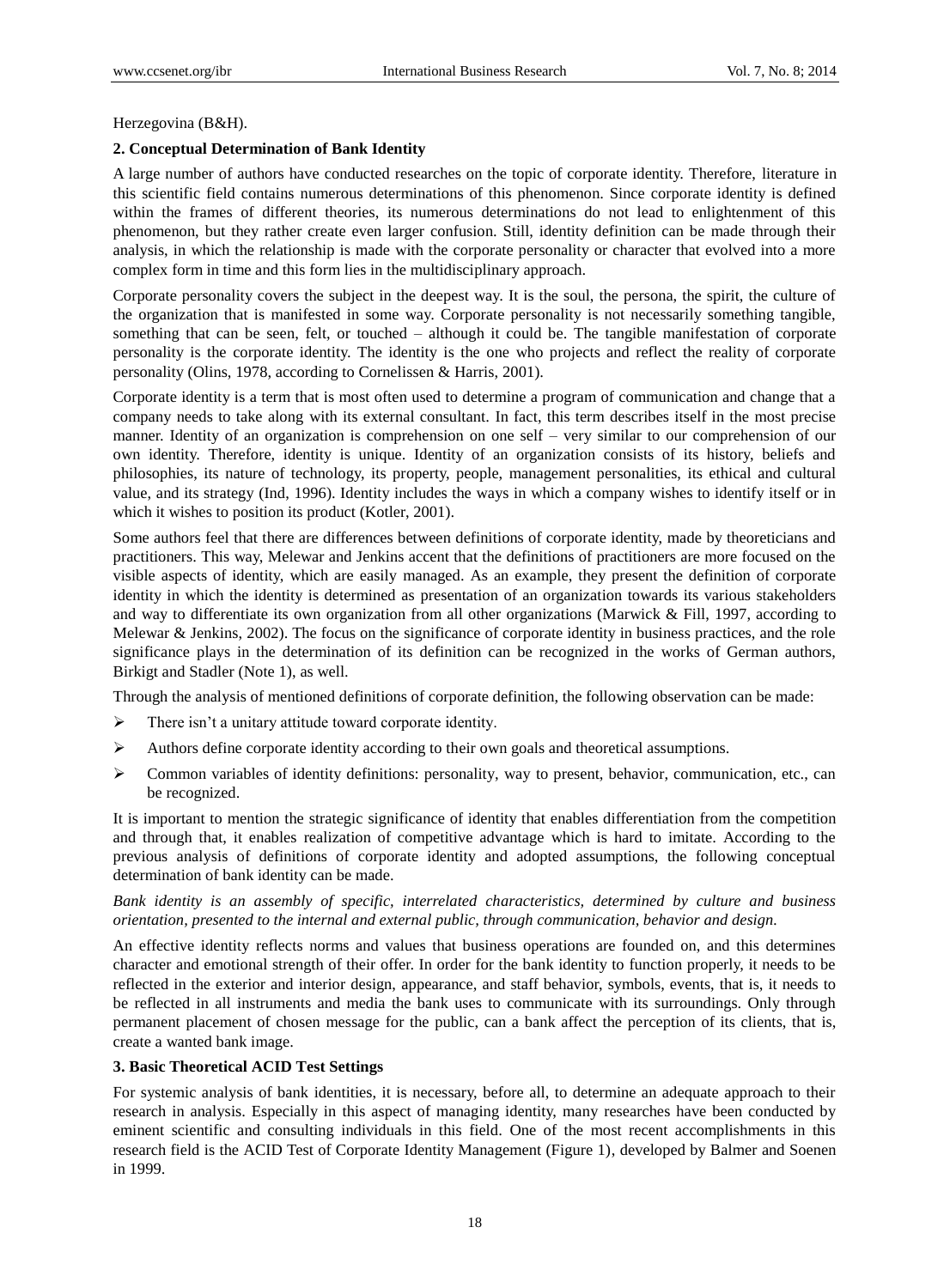Herzegovina (B&H).

## 2. Conceptual Determination of Bank Identity

A large number of authors have conducted researches on the topic of corporate identity. Therefore, literature in this scientific field contains numerous determinations of this phenomenon. Since corporate identity is defined within the frames of different theories, its numerous determinations do not lead to enlightenment of this phenomenon, but they rather create even larger confusion. Still, identity definition can be made through their analysis, in which the relationship is made with the corporate personality or character that evolved into a more complex form in time and this form lies in the multidisciplinary approach.

Corporate personality covers the subject in the deepest way. It is the soul, the persona, the spirit, the culture of the organization that is manifested in some way. Corporate personality is not necessarily something tangible, something that can be seen, felt, or touched – although it could be. The tangible manifestation of corporate personality is the corporate identity. The identity is the one who projects and reflect the reality of corporate personality (Olins, 1978, according to Cornelissen & Harris, 2001).

Corporate identity is a term that is most often used to determine a program of communication and change that a company needs to take along with its external consultant. In fact, this term describes itself in the most precise manner. Identity of an organization is comprehension on one self – very similar to our comprehension of our own identity. Therefore, identity is unique. Identity of an organization consists of its history, beliefs and philosophies, its nature of technology, its property, people, management personalities, its ethical and cultural value, and its strategy (Ind, 1996). Identity includes the ways in which a company wishes to identify itself or in which it wishes to position its product (Kotler, 2001).

Some authors feel that there are differences between definitions of corporate identity, made by theoreticians and practitioners. This way, Melewar and Jenkins accent that the definitions of practitioners are more focused on the visible aspects of identity, which are easily managed. As an example, they present the definition of corporate identity in which the identity is determined as presentation of an organization towards its various stakeholders and way to differentiate its own organization from all other organizations (Marwick & Fill, 1997, according to Melewar & Jenkins, 2002). The focus on the significance of corporate identity in business practices, and the role significance plays in the determination of its definition can be recognized in the works of German authors, Birkigt and Stadler (Note 1), as well.

Through the analysis of mentioned definitions of corporate definition, the following observation can be made:

- There isn't a unitary attitude toward corporate identity.
- Authors define corporate identity according to their own goals and theoretical assumptions.
- Common variables of identity definitions: personality, way to present, behavior, communication, etc., can be recognized.

It is important to mention the strategic significance of identity that enables differentiation from the competition and through that, it enables realization of competitive advantage which is hard to imitate. According to the previous analysis of definitions of corporate identity and adopted assumptions, the following conceptual determination of bank identity can be made.

*Bank identity is an assembly of specific, interrelated characteristics, determined by culture and business orientation, presented to the internal and external public, through communication, behavior and design.*

An effective identity reflects norms and values that business operations are founded on, and this determines character and emotional strength of their offer. In order for the bank identity to function properly, it needs to be reflected in the exterior and interior design, appearance, and staff behavior, symbols, events, that is, it needs to be reflected in all instruments and media the bank uses to communicate with its surroundings. Only through permanent placement of chosen message for the public, can a bank affect the perception of its clients, that is, create a wanted bank image.

## 3. Basic Theoretical ACID Test Settings

For systemic analysis of bank identities, it is necessary, before all, to determine an adequate approach to their research in analysis. Especially in this aspect of managing identity, many researches have been conducted by eminent scientific and consulting individuals in this field. One of the most recent accomplishments in this research field is the ACID Test of Corporate Identity Management (Figure 1), developed by Balmer and Soenen in 1999.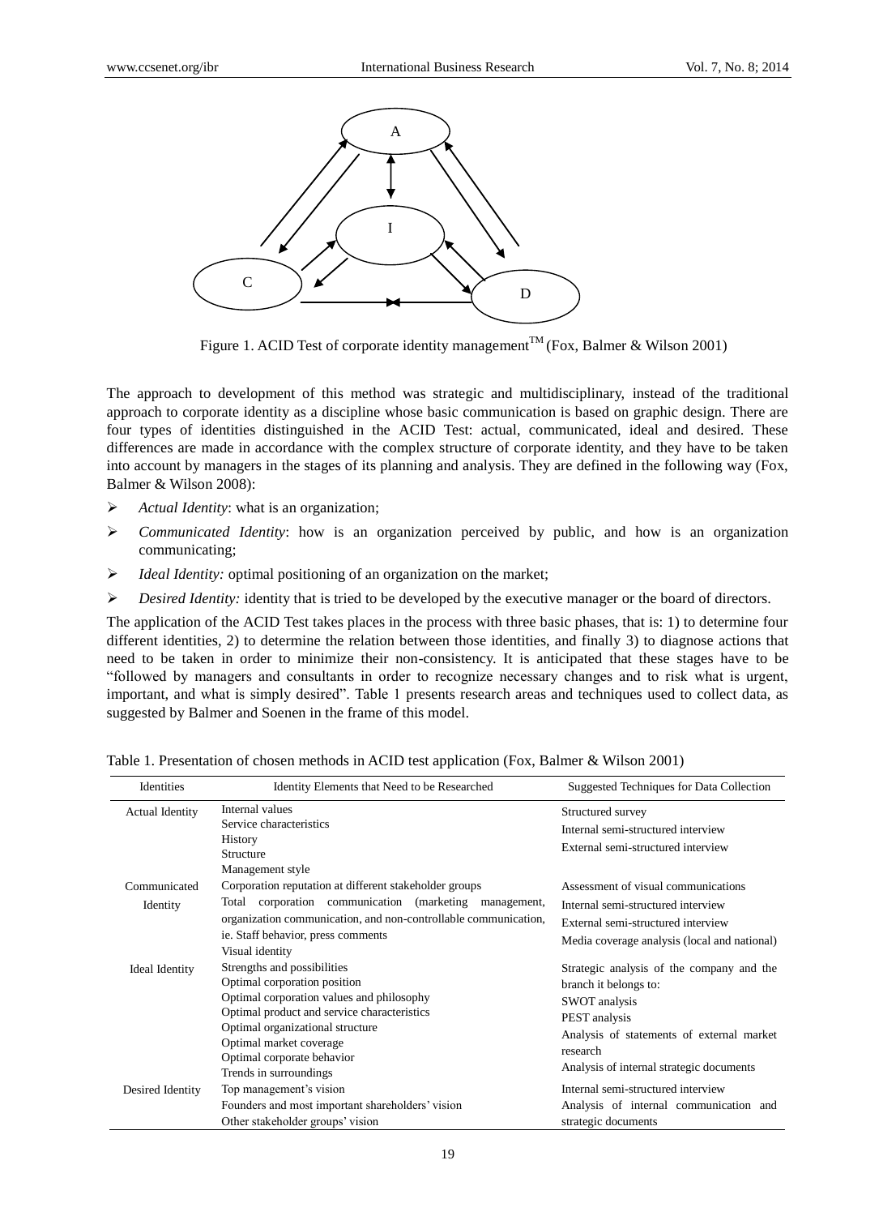Figure 1. ACID Test of corporate identity management™ (Fox, Balmer & Wilson 2001)

The approach to development of this method was strategic and multidisciplinary, instead of the traditional approach to corporate identity as a discipline whose basic communication is based on graphic design. There are four types of identities distinguished in the ACID Test: actual, communicated, ideal and desired. These differences are made in accordance with the complex structure of corporate identity, and they have to be taken into account by managers in the stages of its planning and analysis. They are defined in the following way (Fox, Balmer & Wilson 2008):

- *Actual Identity*: what is an organization;
- *Communicated Identity*: how is an organization perceived by public, and how is an organization communicating;
- *Ideal Identity:* optimal positioning of an organization on the market;
- *Desired Identity:* identity that is tried to be developed by the executive manager or the board of directors.

The application of the ACID Test takes places in the process with three basic phases, that is: 1) to determine four different identities, 2) to determine the relation between those identities, and finally 3) to diagnose actions that need to be taken in order to minimize their non-consistency. It is anticipated that these stages have to be "followed by managers and consultants in order to recognize necessary changes and to risk what is urgent, important, and what is simply desired". Table 1 presents research areas and techniques used to collect data, as suggested by Balmer and Soenen in the frame of this model.

Table 1. Presentation of chosen methods in ACID test application (Fox, Balmer & Wilson 2001)

| Identities | Identity Elements that Need to be Researched | Suggested Techniques for Data Collection |
|---|---|---|
| Actual Identity | Internal values<br>Service characteristics<br>History<br>Structure<br>Management style | Structured survey<br>Internal semi-structured interview<br>External semi-structured interview |
| Communicated Identity | Corporation reputation at different stakeholder groups<br>Total corporation communication (marketing management, organization communication, and non-controllable communication, ie. Staff behavior, press comments<br>Visual identity | Assessment of visual communications<br>Internal semi-structured interview<br>External semi-structured interview<br>Media coverage analysis (local and national) |
| Ideal Identity | Strengths and possibilities<br>Optimal corporation position<br>Optimal corporation values and philosophy<br>Optimal product and service characteristics<br>Optimal organizational structure<br>Optimal market coverage<br>Optimal corporate behavior<br>Trends in surroundings | Strategic analysis of the company and the branch it belongs to:<br>SWOT analysis<br>PEST analysis<br>Analysis of statements of external market research<br>Analysis of internal strategic documents |
| Desired Identity | Top management's vision<br>Founders and most important shareholders' vision<br>Other stakeholder groups' vision | Internal semi-structured interview<br>Analysis of internal communication and strategic documents |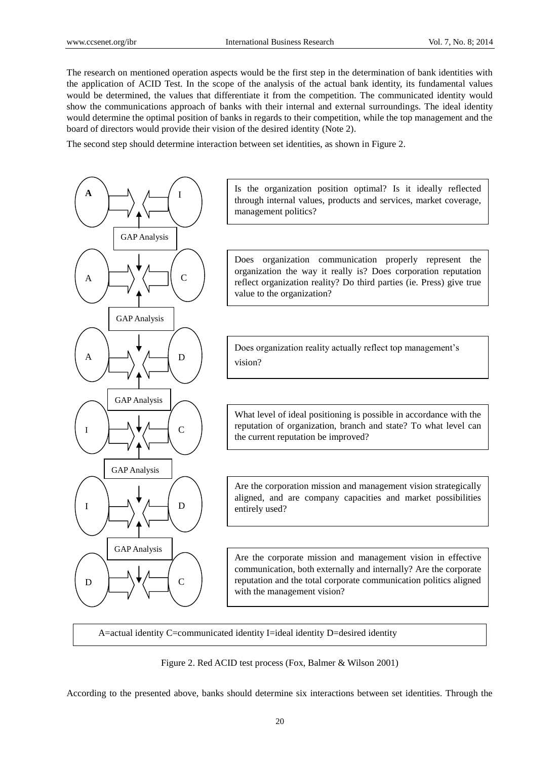The research on mentioned operation aspects would be the first step in the determination of bank identities with the application of ACID Test. In the scope of the analysis of the actual bank identity, its fundamental values would be determined, the values that differentiate it from the competition. The communicated identity would show the communications approach of banks with their internal and external surroundings. The ideal identity would determine the optimal position of banks in regards to their competition, while the top management and the board of directors would provide their vision of the desired identity (Note 2).

The second step should determine interaction between set identities, as shown in Figure 2.

| Interaction | Question |
| --- | --- |
| A ⇄ I | Is the organization position optimal? Is it ideally reflected through internal values, products and services, market coverage, management politics? |
| GAP Analysis | |
| A ⇄ C | Does organization communication properly represent the organization the way it really is? Does corporation reputation reflect organization reality? Do third parties (ie. Press) give true value to the organization? |
| GAP Analysis | |
| A ⇄ D | Does organization reality actually reflect top management's vision? |
| GAP Analysis | |
| I ⇄ C | What level of ideal positioning is possible in accordance with the reputation of organization, branch and state? To what level can the current reputation be improved? |
| GAP Analysis | |
| I ⇄ D | Are the corporation mission and management vision strategically aligned, and are company capacities and market possibilities entirely used? |
| GAP Analysis | |
| D ⇄ C | Are the corporate mission and management vision in effective communication, both externally and internally? Are the corporate reputation and the total corporate communication politics aligned with the management vision? |

A=actual identity C=communicated identity I=ideal identity D=desired identity

Figure 2. Red ACID test process (Fox, Balmer & Wilson 2001)

According to the presented above, banks should determine six interactions between set identities. Through the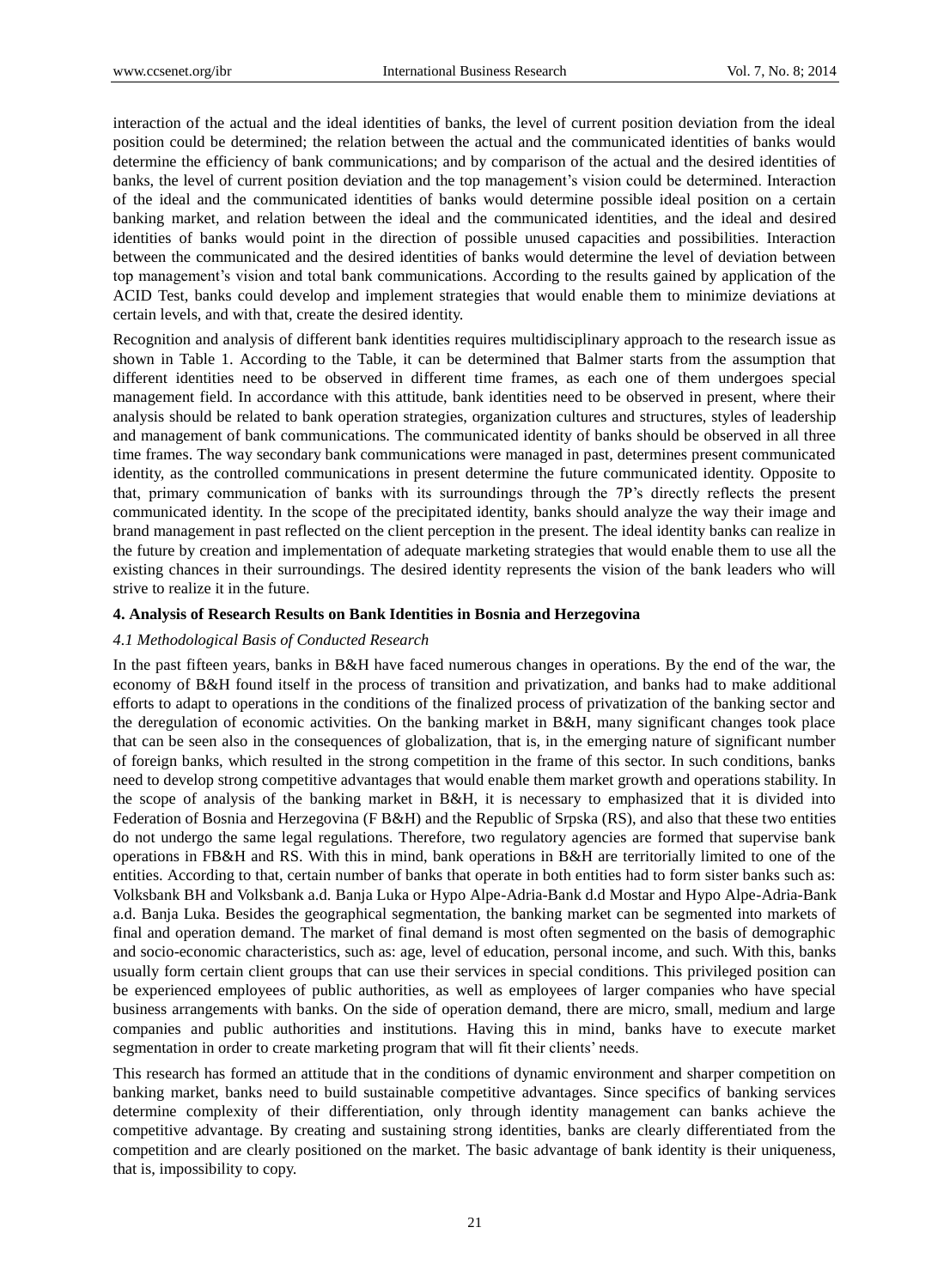interaction of the actual and the ideal identities of banks, the level of current position deviation from the ideal position could be determined; the relation between the actual and the communicated identities of banks would determine the efficiency of bank communications; and by comparison of the actual and the desired identities of banks, the level of current position deviation and the top management's vision could be determined. Interaction of the ideal and the communicated identities of banks would determine possible ideal position on a certain banking market, and relation between the ideal and the communicated identities, and the ideal and desired identities of banks would point in the direction of possible unused capacities and possibilities. Interaction between the communicated and the desired identities of banks would determine the level of deviation between top management's vision and total bank communications. According to the results gained by application of the ACID Test, banks could develop and implement strategies that would enable them to minimize deviations at certain levels, and with that, create the desired identity.

Recognition and analysis of different bank identities requires multidisciplinary approach to the research issue as shown in Table 1. According to the Table, it can be determined that Balmer starts from the assumption that different identities need to be observed in different time frames, as each one of them undergoes special management field. In accordance with this attitude, bank identities need to be observed in present, where their analysis should be related to bank operation strategies, organization cultures and structures, styles of leadership and management of bank communications. The communicated identity of banks should be observed in all three time frames. The way secondary bank communications were managed in past, determines present communicated identity, as the controlled communications in present determine the future communicated identity. Opposite to that, primary communication of banks with its surroundings through the 7P's directly reflects the present communicated identity. In the scope of the precipitated identity, banks should analyze the way their image and brand management in past reflected on the client perception in the present. The ideal identity banks can realize in the future by creation and implementation of adequate marketing strategies that would enable them to use all the existing chances in their surroundings. The desired identity represents the vision of the bank leaders who will strive to realize it in the future.

## 4. Analysis of Research Results on Bank Identities in Bosnia and Herzegovina

### *4.1 Methodological Basis of Conducted Research*

In the past fifteen years, banks in B&H have faced numerous changes in operations. By the end of the war, the economy of B&H found itself in the process of transition and privatization, and banks had to make additional efforts to adapt to operations in the conditions of the finalized process of privatization of the banking sector and the deregulation of economic activities. On the banking market in B&H, many significant changes took place that can be seen also in the consequences of globalization, that is, in the emerging nature of significant number of foreign banks, which resulted in the strong competition in the frame of this sector. In such conditions, banks need to develop strong competitive advantages that would enable them market growth and operations stability. In the scope of analysis of the banking market in B&H, it is necessary to emphasized that it is divided into Federation of Bosnia and Herzegovina (F B&H) and the Republic of Srpska (RS), and also that these two entities do not undergo the same legal regulations. Therefore, two regulatory agencies are formed that supervise bank operations in FB&H and RS. With this in mind, bank operations in B&H are territorially limited to one of the entities. According to that, certain number of banks that operate in both entities had to form sister banks such as: Volksbank BH and Volksbank a.d. Banja Luka or Hypo Alpe-Adria-Bank d.d Mostar and Hypo Alpe-Adria-Bank a.d. Banja Luka. Besides the geographical segmentation, the banking market can be segmented into markets of final and operation demand. The market of final demand is most often segmented on the basis of demographic and socio-economic characteristics, such as: age, level of education, personal income, and such. With this, banks usually form certain client groups that can use their services in special conditions. This privileged position can be experienced employees of public authorities, as well as employees of larger companies who have special business arrangements with banks. On the side of operation demand, there are micro, small, medium and large companies and public authorities and institutions. Having this in mind, banks have to execute market segmentation in order to create marketing program that will fit their clients' needs.

This research has formed an attitude that in the conditions of dynamic environment and sharper competition on banking market, banks need to build sustainable competitive advantages. Since specifics of banking services determine complexity of their differentiation, only through identity management can banks achieve the competitive advantage. By creating and sustaining strong identities, banks are clearly differentiated from the competition and are clearly positioned on the market. The basic advantage of bank identity is their uniqueness, that is, impossibility to copy.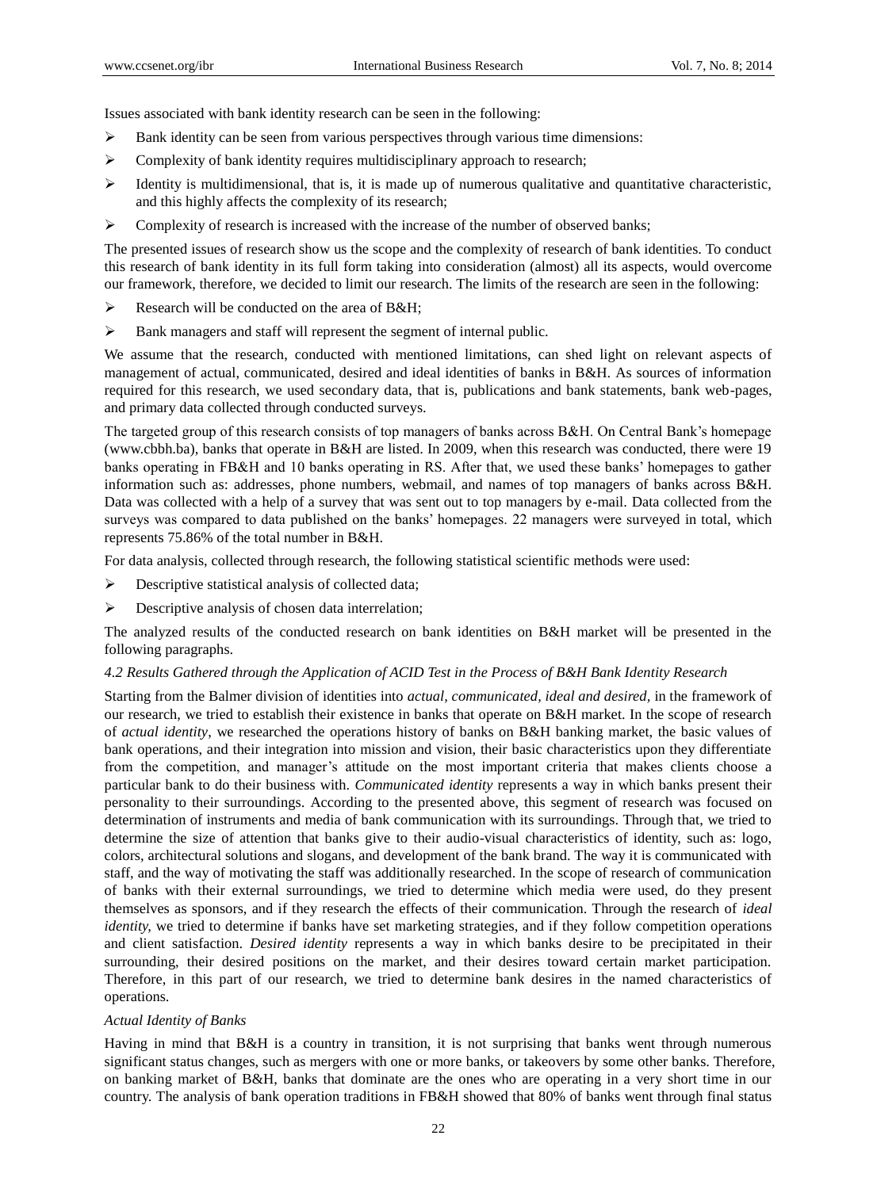Issues associated with bank identity research can be seen in the following:

- Bank identity can be seen from various perspectives through various time dimensions:
- Complexity of bank identity requires multidisciplinary approach to research;
- Identity is multidimensional, that is, it is made up of numerous qualitative and quantitative characteristic, and this highly affects the complexity of its research;
- Complexity of research is increased with the increase of the number of observed banks;

The presented issues of research show us the scope and the complexity of research of bank identities. To conduct this research of bank identity in its full form taking into consideration (almost) all its aspects, would overcome our framework, therefore, we decided to limit our research. The limits of the research are seen in the following:

- Research will be conducted on the area of B&H;
- Bank managers and staff will represent the segment of internal public.

We assume that the research, conducted with mentioned limitations, can shed light on relevant aspects of management of actual, communicated, desired and ideal identities of banks in B&H. As sources of information required for this research, we used secondary data, that is, publications and bank statements, bank web-pages, and primary data collected through conducted surveys.

The targeted group of this research consists of top managers of banks across B&H. On Central Bank's homepage (www.cbbh.ba), banks that operate in B&H are listed. In 2009, when this research was conducted, there were 19 banks operating in FB&H and 10 banks operating in RS. After that, we used these banks' homepages to gather information such as: addresses, phone numbers, webmail, and names of top managers of banks across B&H. Data was collected with a help of a survey that was sent out to top managers by e-mail. Data collected from the surveys was compared to data published on the banks' homepages. 22 managers were surveyed in total, which represents 75.86% of the total number in B&H.

For data analysis, collected through research, the following statistical scientific methods were used:

- Descriptive statistical analysis of collected data;
- Descriptive analysis of chosen data interrelation;

The analyzed results of the conducted research on bank identities on B&H market will be presented in the following paragraphs.

### *4.2 Results Gathered through the Application of ACID Test in the Process of B&H Bank Identity Research*

Starting from the Balmer division of identities into *actual, communicated, ideal and desired,* in the framework of our research, we tried to establish their existence in banks that operate on B&H market. In the scope of research of *actual identity*, we researched the operations history of banks on B&H banking market, the basic values of bank operations, and their integration into mission and vision, their basic characteristics upon they differentiate from the competition, and manager's attitude on the most important criteria that makes clients choose a particular bank to do their business with. *Communicated identity* represents a way in which banks present their personality to their surroundings. According to the presented above, this segment of research was focused on determination of instruments and media of bank communication with its surroundings. Through that, we tried to determine the size of attention that banks give to their audio-visual characteristics of identity, such as: logo, colors, architectural solutions and slogans, and development of the bank brand. The way it is communicated with staff, and the way of motivating the staff was additionally researched. In the scope of research of communication of banks with their external surroundings, we tried to determine which media were used, do they present themselves as sponsors, and if they research the effects of their communication. Through the research of *ideal identity*, we tried to determine if banks have set marketing strategies, and if they follow competition operations and client satisfaction. *Desired identity* represents a way in which banks desire to be precipitated in their surrounding, their desired positions on the market, and their desires toward certain market participation. Therefore, in this part of our research, we tried to determine bank desires in the named characteristics of operations.

#### *Actual Identity of Banks*

Having in mind that B&H is a country in transition, it is not surprising that banks went through numerous significant status changes, such as mergers with one or more banks, or takeovers by some other banks. Therefore, on banking market of B&H, banks that dominate are the ones who are operating in a very short time in our country. The analysis of bank operation traditions in FB&H showed that 80% of banks went through final status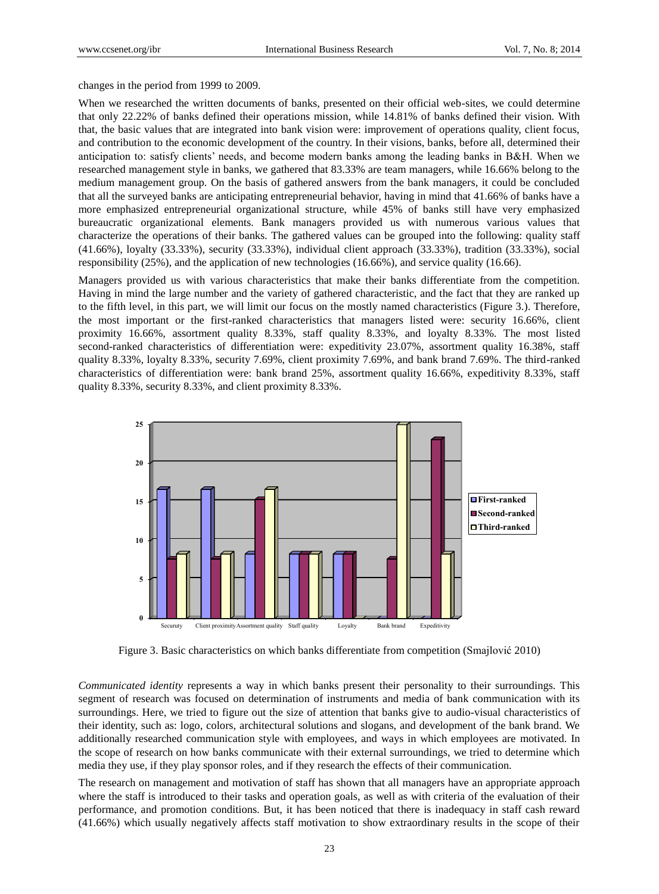changes in the period from 1999 to 2009.

When we researched the written documents of banks, presented on their official web-sites, we could determine that only 22.22% of banks defined their operations mission, while 14.81% of banks defined their vision. With that, the basic values that are integrated into bank vision were: improvement of operations quality, client focus, and contribution to the economic development of the country. In their visions, banks, before all, determined their anticipation to: satisfy clients' needs, and become modern banks among the leading banks in B&H. When we researched management style in banks, we gathered that 83.33% are team managers, while 16.66% belong to the medium management group. On the basis of gathered answers from the bank managers, it could be concluded that all the surveyed banks are anticipating entrepreneurial behavior, having in mind that 41.66% of banks have a more emphasized entrepreneurial organizational structure, while 45% of banks still have very emphasized bureaucratic organizational elements. Bank managers provided us with numerous various values that characterize the operations of their banks. The gathered values can be grouped into the following: quality staff (41.66%), loyalty (33.33%), security (33.33%), individual client approach (33.33%), tradition (33.33%), social responsibility (25%), and the application of new technologies (16.66%), and service quality (16.66).

Managers provided us with various characteristics that make their banks differentiate from the competition. Having in mind the large number and the variety of gathered characteristic, and the fact that they are ranked up to the fifth level, in this part, we will limit our focus on the mostly named characteristics (Figure 3.). Therefore, the most important or the first-ranked characteristics that managers listed were: security 16.66%, client proximity 16.66%, assortment quality 8.33%, staff quality 8.33%, and loyalty 8.33%. The most listed second-ranked characteristics of differentiation were: expeditivity 23.07%, assortment quality 16.38%, staff quality 8.33%, loyalty 8.33%, security 7.69%, client proximity 7.69%, and bank brand 7.69%. The third-ranked characteristics of differentiation were: bank brand 25%, assortment quality 16.66%, expeditivity 8.33%, staff quality 8.33%, security 8.33%, and client proximity 8.33%.

Figure 3. Basic characteristics on which banks differentiate from competition (Smajlović 2010)

*Communicated identity* represents a way in which banks present their personality to their surroundings. This segment of research was focused on determination of instruments and media of bank communication with its surroundings. Here, we tried to figure out the size of attention that banks give to audio-visual characteristics of their identity, such as: logo, colors, architectural solutions and slogans, and development of the bank brand. We additionally researched communication style with employees, and ways in which employees are motivated. In the scope of research on how banks communicate with their external surroundings, we tried to determine which media they use, if they play sponsor roles, and if they research the effects of their communication.

The research on management and motivation of staff has shown that all managers have an appropriate approach where the staff is introduced to their tasks and operation goals, as well as with criteria of the evaluation of their performance, and promotion conditions. But, it has been noticed that there is inadequacy in staff cash reward (41.66%) which usually negatively affects staff motivation to show extraordinary results in the scope of their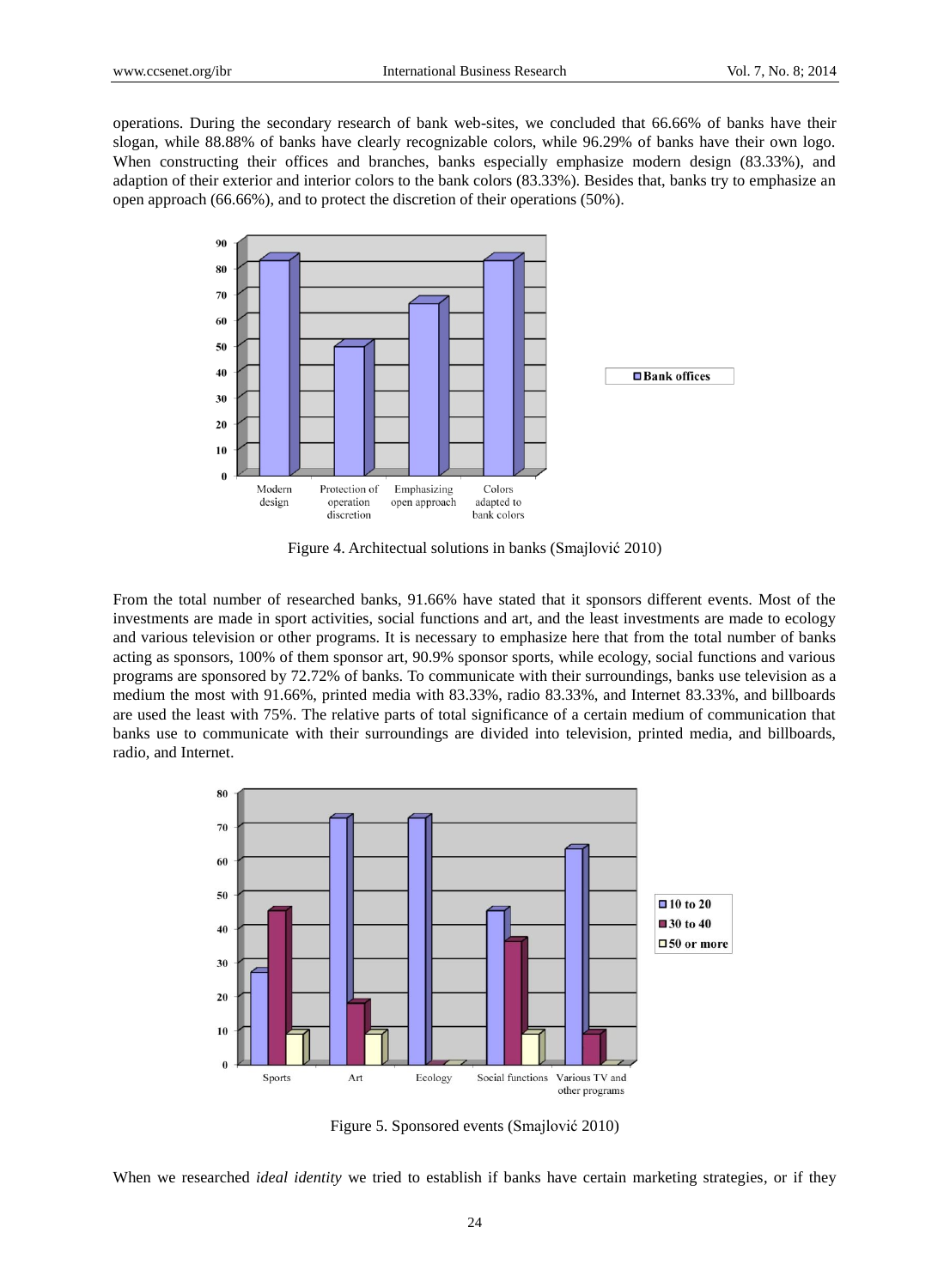operations. During the secondary research of bank web-sites, we concluded that 66.66% of banks have their slogan, while 88.88% of banks have clearly recognizable colors, while 96.29% of banks have their own logo. When constructing their offices and branches, banks especially emphasize modern design (83.33%), and adaption of their exterior and interior colors to the bank colors (83.33%). Besides that, banks try to emphasize an open approach (66.66%), and to protect the discretion of their operations (50%).

Figure 4. Architectual solutions in banks (Smajlović 2010)

From the total number of researched banks, 91.66% have stated that it sponsors different events. Most of the investments are made in sport activities, social functions and art, and the least investments are made to ecology and various television or other programs. It is necessary to emphasize here that from the total number of banks acting as sponsors, 100% of them sponsor art, 90.9% sponsor sports, while ecology, social functions and various programs are sponsored by 72.72% of banks. To communicate with their surroundings, banks use television as a medium the most with 91.66%, printed media with 83.33%, radio 83.33%, and Internet 83.33%, and billboards are used the least with 75%. The relative parts of total significance of a certain medium of communication that banks use to communicate with their surroundings are divided into television, printed media, and billboards, radio, and Internet.

Figure 5. Sponsored events (Smajlović 2010)

When we researched *ideal identity* we tried to establish if banks have certain marketing strategies, or if they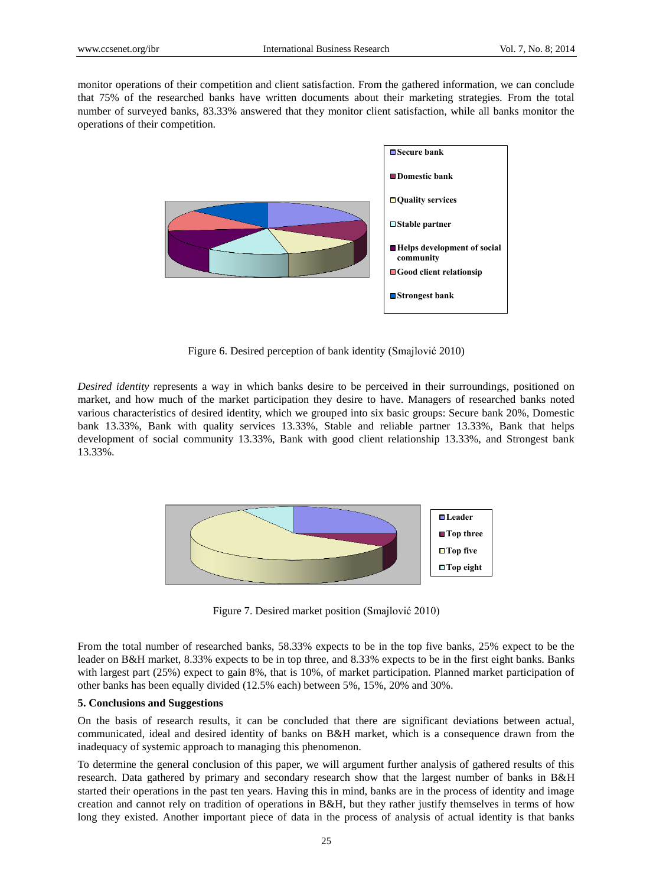monitor operations of their competition and client satisfaction. From the gathered information, we can conclude that 75% of the researched banks have written documents about their marketing strategies. From the total number of surveyed banks, 83.33% answered that they monitor client satisfaction, while all banks monitor the operations of their competition.

Figure 6. Desired perception of bank identity (Smajlović 2010)

*Desired identity* represents a way in which banks desire to be perceived in their surroundings, positioned on market, and how much of the market participation they desire to have. Managers of researched banks noted various characteristics of desired identity, which we grouped into six basic groups: Secure bank 20%, Domestic bank 13.33%, Bank with quality services 13.33%, Stable and reliable partner 13.33%, Bank that helps development of social community 13.33%, Bank with good client relationship 13.33%, and Strongest bank 13.33%.

Figure 7. Desired market position (Smajlović 2010)

From the total number of researched banks, 58.33% expects to be in the top five banks, 25% expect to be the leader on B&H market, 8.33% expects to be in top three, and 8.33% expects to be in the first eight banks. Banks with largest part (25%) expect to gain 8%, that is 10%, of market participation. Planned market participation of other banks has been equally divided (12.5% each) between 5%, 15%, 20% and 30%.

## 5. Conclusions and Suggestions

On the basis of research results, it can be concluded that there are significant deviations between actual, communicated, ideal and desired identity of banks on B&H market, which is a consequence drawn from the inadequacy of systemic approach to managing this phenomenon.

To determine the general conclusion of this paper, we will argument further analysis of gathered results of this research. Data gathered by primary and secondary research show that the largest number of banks in B&H started their operations in the past ten years. Having this in mind, banks are in the process of identity and image creation and cannot rely on tradition of operations in B&H, but they rather justify themselves in terms of how long they existed. Another important piece of data in the process of analysis of actual identity is that banks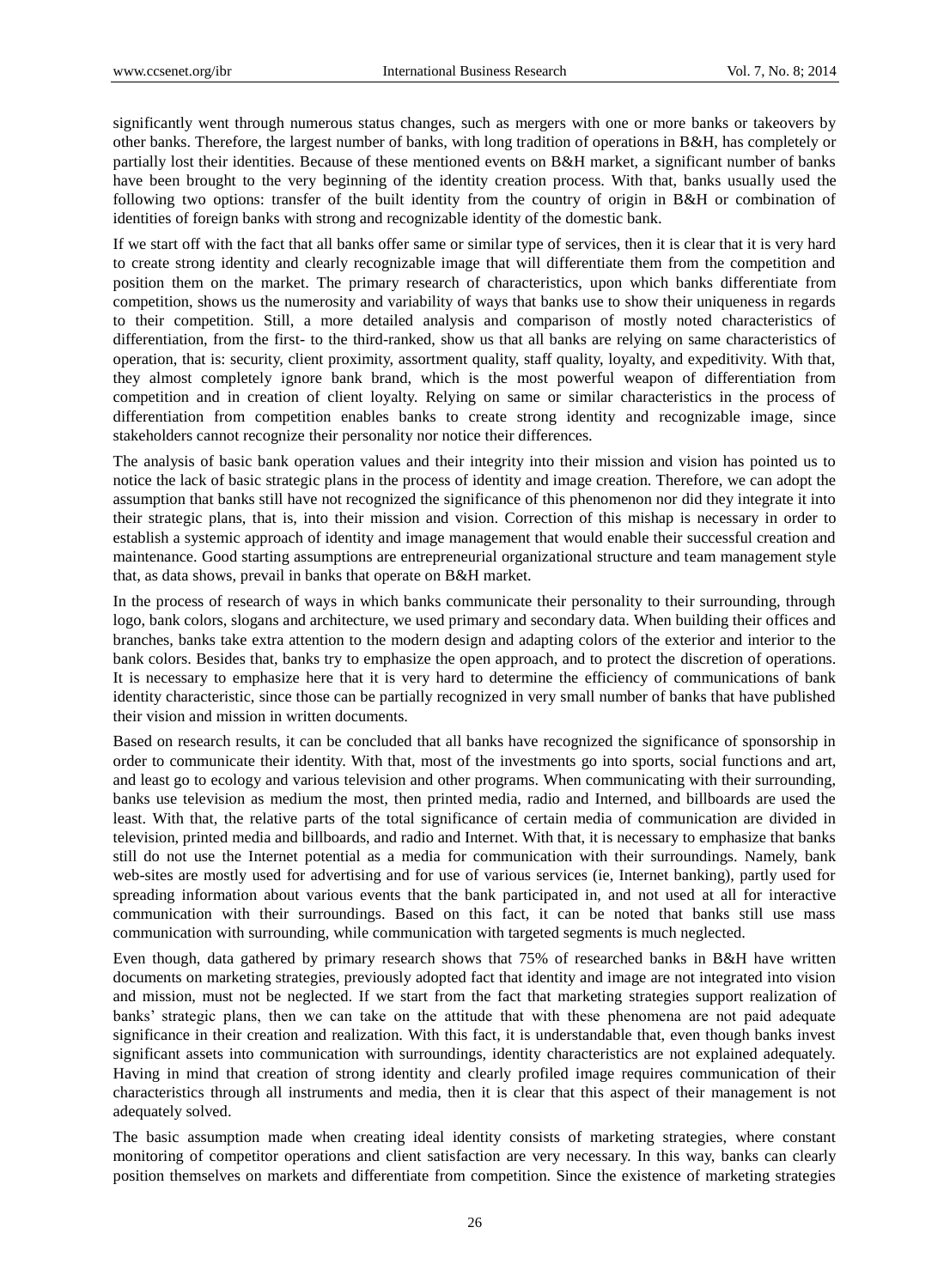significantly went through numerous status changes, such as mergers with one or more banks or takeovers by other banks. Therefore, the largest number of banks, with long tradition of operations in B&H, has completely or partially lost their identities. Because of these mentioned events on B&H market, a significant number of banks have been brought to the very beginning of the identity creation process. With that, banks usually used the following two options: transfer of the built identity from the country of origin in B&H or combination of identities of foreign banks with strong and recognizable identity of the domestic bank.

If we start off with the fact that all banks offer same or similar type of services, then it is clear that it is very hard to create strong identity and clearly recognizable image that will differentiate them from the competition and position them on the market. The primary research of characteristics, upon which banks differentiate from competition, shows us the numerosity and variability of ways that banks use to show their uniqueness in regards to their competition. Still, a more detailed analysis and comparison of mostly noted characteristics of differentiation, from the first- to the third-ranked, show us that all banks are relying on same characteristics of operation, that is: security, client proximity, assortment quality, staff quality, loyalty, and expeditivity. With that, they almost completely ignore bank brand, which is the most powerful weapon of differentiation from competition and in creation of client loyalty. Relying on same or similar characteristics in the process of differentiation from competition enables banks to create strong identity and recognizable image, since stakeholders cannot recognize their personality nor notice their differences.

The analysis of basic bank operation values and their integrity into their mission and vision has pointed us to notice the lack of basic strategic plans in the process of identity and image creation. Therefore, we can adopt the assumption that banks still have not recognized the significance of this phenomenon nor did they integrate it into their strategic plans, that is, into their mission and vision. Correction of this mishap is necessary in order to establish a systemic approach of identity and image management that would enable their successful creation and maintenance. Good starting assumptions are entrepreneurial organizational structure and team management style that, as data shows, prevail in banks that operate on B&H market.

In the process of research of ways in which banks communicate their personality to their surrounding, through logo, bank colors, slogans and architecture, we used primary and secondary data. When building their offices and branches, banks take extra attention to the modern design and adapting colors of the exterior and interior to the bank colors. Besides that, banks try to emphasize the open approach, and to protect the discretion of operations. It is necessary to emphasize here that it is very hard to determine the efficiency of communications of bank identity characteristic, since those can be partially recognized in very small number of banks that have published their vision and mission in written documents.

Based on research results, it can be concluded that all banks have recognized the significance of sponsorship in order to communicate their identity. With that, most of the investments go into sports, social functions and art, and least go to ecology and various television and other programs. When communicating with their surrounding, banks use television as medium the most, then printed media, radio and Interned, and billboards are used the least. With that, the relative parts of the total significance of certain media of communication are divided in television, printed media and billboards, and radio and Internet. With that, it is necessary to emphasize that banks still do not use the Internet potential as a media for communication with their surroundings. Namely, bank web-sites are mostly used for advertising and for use of various services (ie, Internet banking), partly used for spreading information about various events that the bank participated in, and not used at all for interactive communication with their surroundings. Based on this fact, it can be noted that banks still use mass communication with surrounding, while communication with targeted segments is much neglected.

Even though, data gathered by primary research shows that 75% of researched banks in B&H have written documents on marketing strategies, previously adopted fact that identity and image are not integrated into vision and mission, must not be neglected. If we start from the fact that marketing strategies support realization of banks' strategic plans, then we can take on the attitude that with these phenomena are not paid adequate significance in their creation and realization. With this fact, it is understandable that, even though banks invest significant assets into communication with surroundings, identity characteristics are not explained adequately. Having in mind that creation of strong identity and clearly profiled image requires communication of their characteristics through all instruments and media, then it is clear that this aspect of their management is not adequately solved.

The basic assumption made when creating ideal identity consists of marketing strategies, where constant monitoring of competitor operations and client satisfaction are very necessary. In this way, banks can clearly position themselves on markets and differentiate from competition. Since the existence of marketing strategies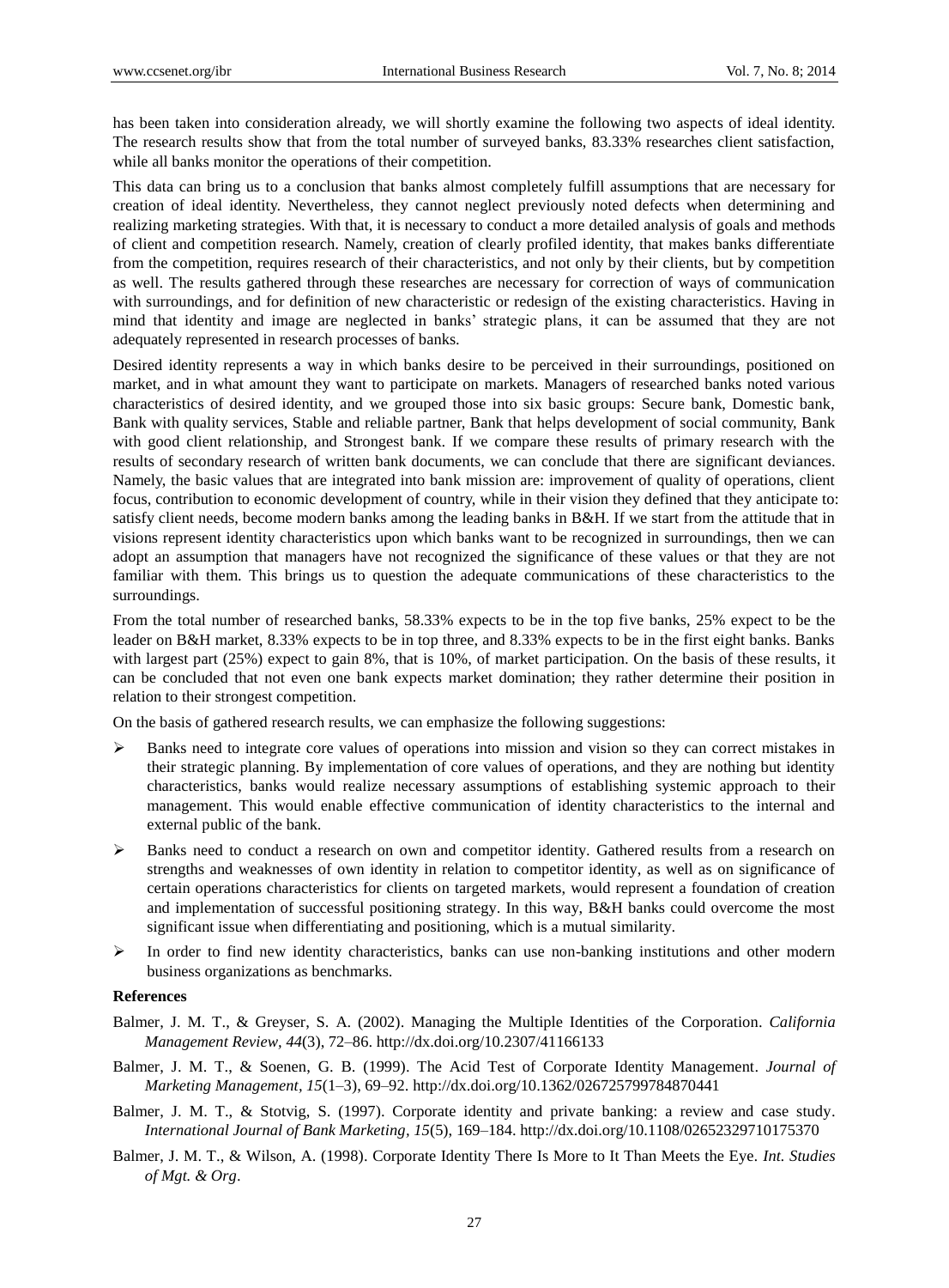has been taken into consideration already, we will shortly examine the following two aspects of ideal identity. The research results show that from the total number of surveyed banks, 83.33% researches client satisfaction, while all banks monitor the operations of their competition.

This data can bring us to a conclusion that banks almost completely fulfill assumptions that are necessary for creation of ideal identity. Nevertheless, they cannot neglect previously noted defects when determining and realizing marketing strategies. With that, it is necessary to conduct a more detailed analysis of goals and methods of client and competition research. Namely, creation of clearly profiled identity, that makes banks differentiate from the competition, requires research of their characteristics, and not only by their clients, but by competition as well. The results gathered through these researches are necessary for correction of ways of communication with surroundings, and for definition of new characteristic or redesign of the existing characteristics. Having in mind that identity and image are neglected in banks' strategic plans, it can be assumed that they are not adequately represented in research processes of banks.

Desired identity represents a way in which banks desire to be perceived in their surroundings, positioned on market, and in what amount they want to participate on markets. Managers of researched banks noted various characteristics of desired identity, and we grouped those into six basic groups: Secure bank, Domestic bank, Bank with quality services, Stable and reliable partner, Bank that helps development of social community, Bank with good client relationship, and Strongest bank. If we compare these results of primary research with the results of secondary research of written bank documents, we can conclude that there are significant deviances. Namely, the basic values that are integrated into bank mission are: improvement of quality of operations, client focus, contribution to economic development of country, while in their vision they defined that they anticipate to: satisfy client needs, become modern banks among the leading banks in B&H. If we start from the attitude that in visions represent identity characteristics upon which banks want to be recognized in surroundings, then we can adopt an assumption that managers have not recognized the significance of these values or that they are not familiar with them. This brings us to question the adequate communications of these characteristics to the surroundings.

From the total number of researched banks, 58.33% expects to be in the top five banks, 25% expect to be the leader on B&H market, 8.33% expects to be in top three, and 8.33% expects to be in the first eight banks. Banks with largest part (25%) expect to gain 8%, that is 10%, of market participation. On the basis of these results, it can be concluded that not even one bank expects market domination; they rather determine their position in relation to their strongest competition.

On the basis of gathered research results, we can emphasize the following suggestions:

- Banks need to integrate core values of operations into mission and vision so they can correct mistakes in their strategic planning. By implementation of core values of operations, and they are nothing but identity characteristics, banks would realize necessary assumptions of establishing systemic approach to their management. This would enable effective communication of identity characteristics to the internal and external public of the bank.
- Banks need to conduct a research on own and competitor identity. Gathered results from a research on strengths and weaknesses of own identity in relation to competitor identity, as well as on significance of certain operations characteristics for clients on targeted markets, would represent a foundation of creation and implementation of successful positioning strategy. In this way, B&H banks could overcome the most significant issue when differentiating and positioning, which is a mutual similarity.
- In order to find new identity characteristics, banks can use non-banking institutions and other modern business organizations as benchmarks.

**References**

Balmer, J. M. T., & Greyser, S. A. (2002). Managing the Multiple Identities of the Corporation. *California Management Review*, *44*(3), 72–86. http://dx.doi.org/10.2307/41166133

Balmer, J. M. T., & Soenen, G. B. (1999). The Acid Test of Corporate Identity Management. *Journal of Marketing Management*, *15*(1–3), 69–92. http://dx.doi.org/10.1362/026725799784870441

Balmer, J. M. T., & Stotvig, S. (1997). Corporate identity and private banking: a review and case study. *International Journal of Bank Marketing*, *15*(5), 169–184. http://dx.doi.org/10.1108/02652329710175370

Balmer, J. M. T., & Wilson, A. (1998). Corporate Identity There Is More to It Than Meets the Eye. *Int. Studies of Mgt. & Org*.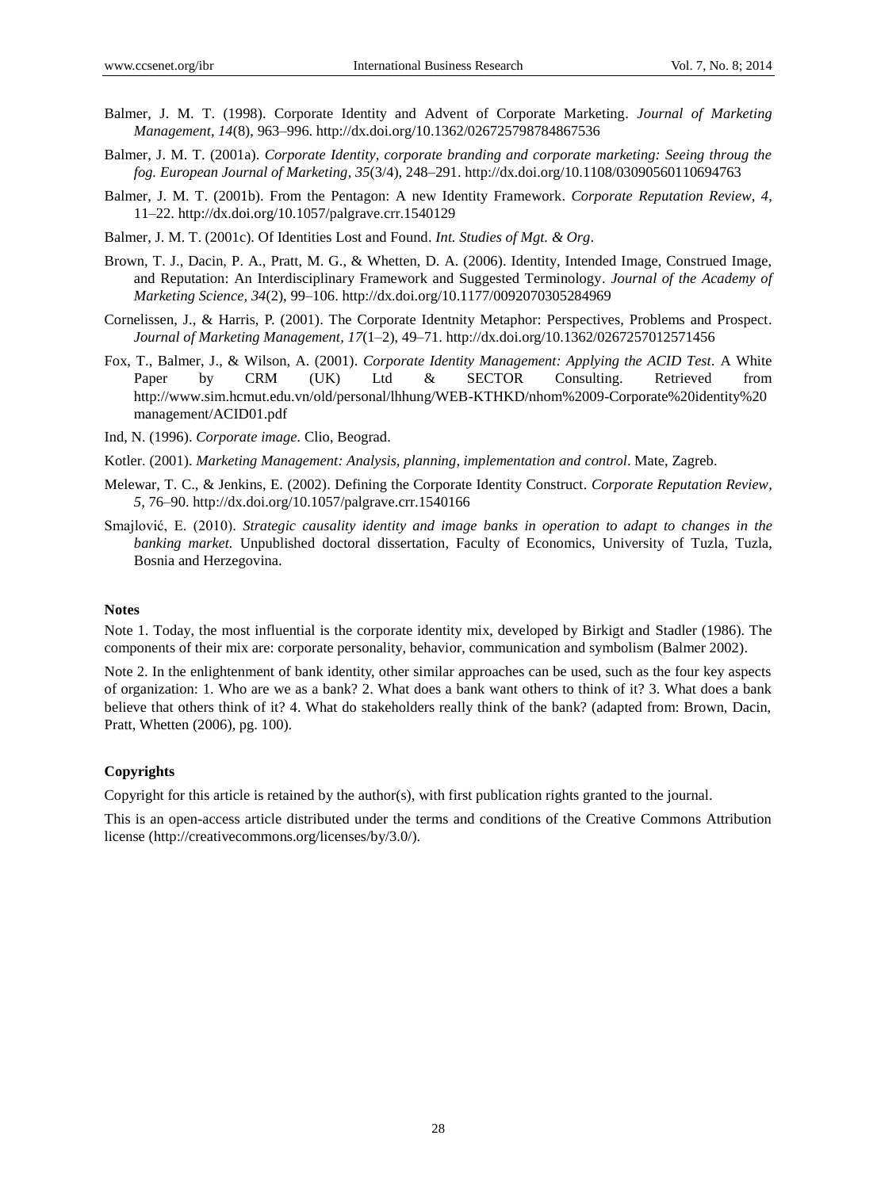Balmer, J. M. T. (1998). Corporate Identity and Advent of Corporate Marketing. *Journal of Marketing Management, 14*(8), 963–996. http://dx.doi.org/10.1362/026725798784867536

Balmer, J. M. T. (2001a). *Corporate Identity, corporate branding and corporate marketing: Seeing throug the fog. European Journal of Marketing, 35*(3/4), 248–291. http://dx.doi.org/10.1108/03090560110694763

Balmer, J. M. T. (2001b). From the Pentagon: A new Identity Framework. *Corporate Reputation Review, 4*, 11–22. http://dx.doi.org/10.1057/palgrave.crr.1540129

Balmer, J. M. T. (2001c). Of Identities Lost and Found. *Int. Studies of Mgt. & Org*.

Brown, T. J., Dacin, P. A., Pratt, M. G., & Whetten, D. A. (2006). Identity, Intended Image, Construed Image, and Reputation: An Interdisciplinary Framework and Suggested Terminology. *Journal of the Academy of Marketing Science, 34*(2), 99–106. http://dx.doi.org/10.1177/0092070305284969

Cornelissen, J., & Harris, P. (2001). The Corporate Identnity Metaphor: Perspectives, Problems and Prospect. *Journal of Marketing Management, 17*(1–2), 49–71. http://dx.doi.org/10.1362/0267257012571456

Fox, T., Balmer, J., & Wilson, A. (2001). *Corporate Identity Management: Applying the ACID Test*. A White Paper by CRM (UK) Ltd & SECTOR Consulting. Retrieved from http://www.sim.hcmut.edu.vn/old/personal/lhhung/WEB-KTHKD/nhom%2009-Corporate%20identity%20management/ACID01.pdf

Ind, N. (1996). *Corporate image*. Clio, Beograd.

Kotler. (2001). *Marketing Management: Analysis, planning, implementation and control*. Mate, Zagreb.

Melewar, T. C., & Jenkins, E. (2002). Defining the Corporate Identity Construct. *Corporate Reputation Review, 5*, 76–90. http://dx.doi.org/10.1057/palgrave.crr.1540166

Smajlović, E. (2010). *Strategic causality identity and image banks in operation to adapt to changes in the banking market.* Unpublished doctoral dissertation, Faculty of Economics, University of Tuzla, Tuzla, Bosnia and Herzegovina.

**Notes**

Note 1. Today, the most influential is the corporate identity mix, developed by Birkigt and Stadler (1986). The components of their mix are: corporate personality, behavior, communication and symbolism (Balmer 2002).

Note 2. In the enlightenment of bank identity, other similar approaches can be used, such as the four key aspects of organization: 1. Who are we as a bank? 2. What does a bank want others to think of it? 3. What does a bank believe that others think of it? 4. What do stakeholders really think of the bank? (adapted from: Brown, Dacin, Pratt, Whetten (2006), pg. 100).

**Copyrights**

Copyright for this article is retained by the author(s), with first publication rights granted to the journal.

This is an open-access article distributed under the terms and conditions of the Creative Commons Attribution license (http://creativecommons.org/licenses/by/3.0/).